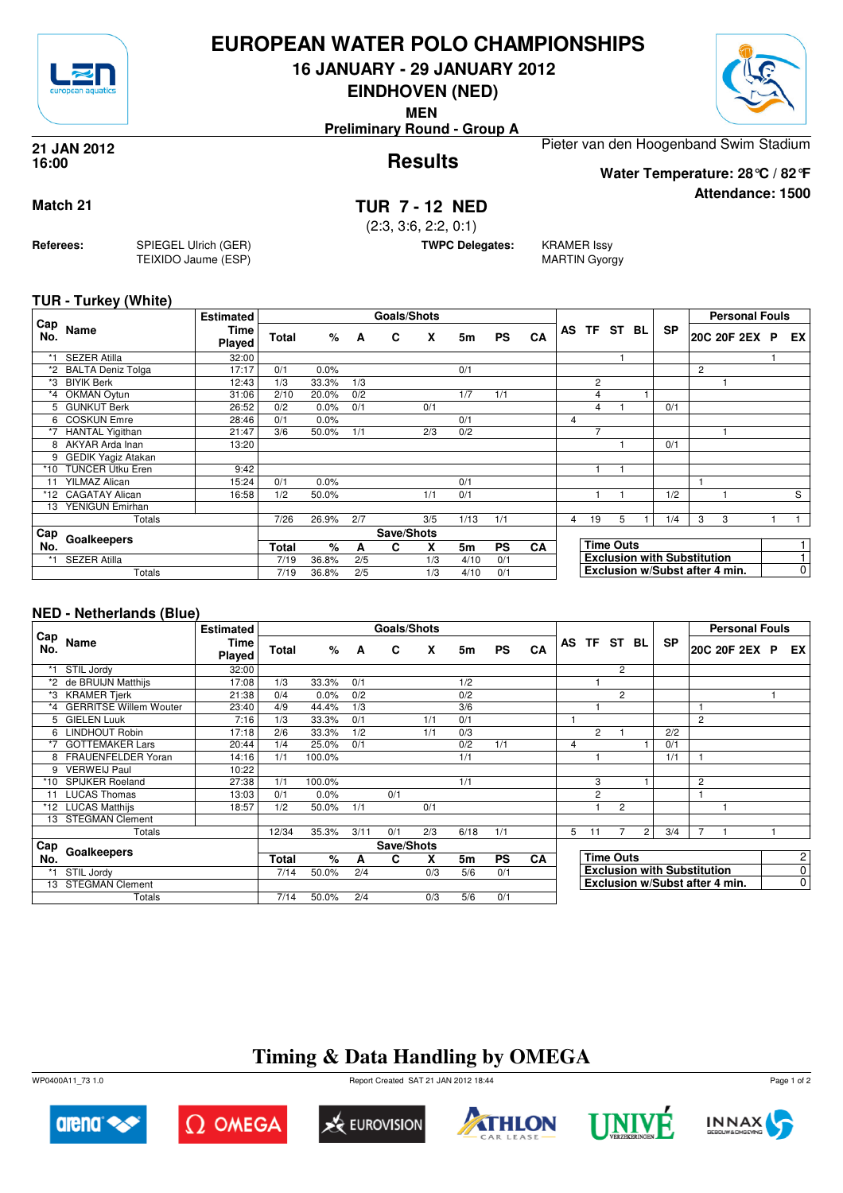# EUROPEAN WATER POLO CHAMPIONSHIPS

**16 JANUARY - 29 JANUARY 2012**

**EINDHOVEN (NED)**

**MEN**

**Preliminary Round - Group A**

**21 JAN 2012**
**16:00**

## Results

Pieter van den Hoogenband Swim Stadium

**Water Temperature: 28°C / 82°F**

**Attendance: 1500**

**Match 21**

## TUR 7 - 12 NED

(2:3, 3:6, 2:2, 0:1)

**Referees:** SPIEGEL Ulrich (GER), TEIXIDO Jaume (ESP)

**TWPC Delegates:** KRAMER Issy, MARTIN Gyorgy

### TUR - Turkey (White)

| Cap No. | Name | Estimated Time Played | Total | % | A | C | X | 5m | PS | CA | AS | TF | ST | BL | SP | 20C | 20F | 2EX | P | EX |
|---|---|---|---|---|---|---|---|---|---|---|---|---|---|---|---|---|---|---|---|---|
| *1 | SEZER Atilla | 32:00 | | | | | | | | | | | 1 | | | | | | 1 | |
| *2 | BALTA Deniz Tolga | 17:17 | 0/1 | 0.0% | | | | 0/1 | | | | | | | | 2 | | | | |
| *3 | BIYIK Berk | 12:43 | 1/3 | 33.3% | 1/3 | | | | | | | 2 | | | | | 1 | | | |
| *4 | OKMAN Oytun | 31:06 | 2/10 | 20.0% | 0/2 | | | 1/7 | 1/1 | | | 4 | | 1 | | | | | | |
| 5 | GUNKUT Berk | 26:52 | 0/2 | 0.0% | 0/1 | | 0/1 | | | | | 4 | 1 | | 0/1 | | | | | |
| 6 | COSKUN Emre | 28:46 | 0/1 | 0.0% | | | | 0/1 | | | 4 | | | | | | | | | |
| *7 | HANTAL Yigithan | 21:47 | 3/6 | 50.0% | 1/1 | | 2/3 | 0/2 | | | | 7 | | | | | 1 | | | |
| 8 | AKYAR Arda Inan | 13:20 | | | | | | | | | | | 1 | | 0/1 | | | | | |
| 9 | GEDIK Yagiz Atakan | | | | | | | | | | | | | | | | | | | |
| *10 | TUNCER Utku Eren | 9:42 | | | | | | | | | | 1 | 1 | | | | | | | |
| 11 | YILMAZ Alican | 15:24 | 0/1 | 0.0% | | | | 0/1 | | | | | | | | 1 | | | | |
| *12 | CAGATAY Alican | 16:58 | 1/2 | 50.0% | | | 1/1 | 0/1 | | | | 1 | 1 | | 1/2 | | 1 | | | S |
| 13 | YENIGUN Emirhan | | | | | | | | | | | | | | | | | | | |
| | Totals | | 7/26 | 26.9% | 2/7 | | 3/5 | 1/13 | 1/1 | | 4 | 19 | 5 | 1 | 1/4 | 3 | 3 | | 1 | 1 |

| Cap No. | Goalkeepers | Total | % | A | C | X | 5m | PS | CA |
|---|---|---|---|---|---|---|---|---|---|
| *1 | SEZER Atilla | 7/19 | 36.8% | 2/5 | | 1/3 | 4/10 | 0/1 | |
| | Totals | 7/19 | 36.8% | 2/5 | | 1/3 | 4/10 | 0/1 | |

| | |
|---|---|
| Time Outs | 1 |
| Exclusion with Substitution | 1 |
| Exclusion w/Subst after 4 min. | 0 |

### NED - Netherlands (Blue)

| Cap No. | Name | Estimated Time Played | Total | % | A | C | X | 5m | PS | CA | AS | TF | ST | BL | SP | 20C | 20F | 2EX | P | EX |
|---|---|---|---|---|---|---|---|---|---|---|---|---|---|---|---|---|---|---|---|---|
| *1 | STIL Jordy | 32:00 | | | | | | | | | | | 2 | | | | | | | |
| *2 | de BRUIJN Matthijs | 17:08 | 1/3 | 33.3% | 0/1 | | | 1/2 | | | | 1 | | | | | | | | |
| *3 | KRAMER Tjerk | 21:38 | 0/4 | 0.0% | 0/2 | | | 0/2 | | | | | 2 | | | | | | 1 | |
| *4 | GERRITSE Willem Wouter | 23:40 | 4/9 | 44.4% | 1/3 | | | 3/6 | | | | 1 | | | | 1 | | | | |
| 5 | GIELEN Luuk | 7:16 | 1/3 | 33.3% | 0/1 | | 1/1 | 0/1 | | | 1 | | | | | 2 | | | | |
| 6 | LINDHOUT Robin | 17:18 | 2/6 | 33.3% | 1/2 | | 1/1 | 0/3 | | | | 2 | 1 | | 2/2 | | | | | |
| *7 | GOTTEMAKER Lars | 20:44 | 1/4 | 25.0% | 0/1 | | | 0/2 | 1/1 | | 4 | | | 1 | 0/1 | | | | | |
| 8 | FRAUENFELDER Yoran | 14:16 | 1/1 | 100.0% | | | | 1/1 | | | | 1 | | | 1/1 | 1 | | | | |
| 9 | VERWEIJ Paul | 10:22 | | | | | | | | | | | | | | | | | | |
| *10 | SPIJKER Roeland | 27:38 | 1/1 | 100.0% | | | | 1/1 | | | | 3 | | 1 | | 2 | | | | |
| 11 | LUCAS Thomas | 13:03 | 0/1 | 0.0% | | 0/1 | | | | | | 2 | | | | 1 | | | | |
| *12 | LUCAS Matthijs | 18:57 | 1/2 | 50.0% | 1/1 | | 0/1 | | | | | 1 | 2 | | | | 1 | | | |
| 13 | STEGMAN Clement | | | | | | | | | | | | | | | | | | | |
| | Totals | | 12/34 | 35.3% | 3/11 | 0/1 | 2/3 | 6/18 | 1/1 | | 5 | 11 | 7 | 2 | 3/4 | 7 | 1 | | 1 | |

| Cap No. | Goalkeepers | Total | % | A | C | X | 5m | PS | CA |
|---|---|---|---|---|---|---|---|---|---|
| *1 | STIL Jordy | 7/14 | 50.0% | 2/4 | | 0/3 | 5/6 | 0/1 | |
| 13 | STEGMAN Clement | | | | | | | | |
| | Totals | 7/14 | 50.0% | 2/4 | | 0/3 | 5/6 | 0/1 | |

| | |
|---|---|
| Time Outs | 2 |
| Exclusion with Substitution | 0 |
| Exclusion w/Subst after 4 min. | 0 |

## Timing & Data Handling by OMEGA

WP0400A11_73 1.0 Report Created SAT 21 JAN 2012 18:44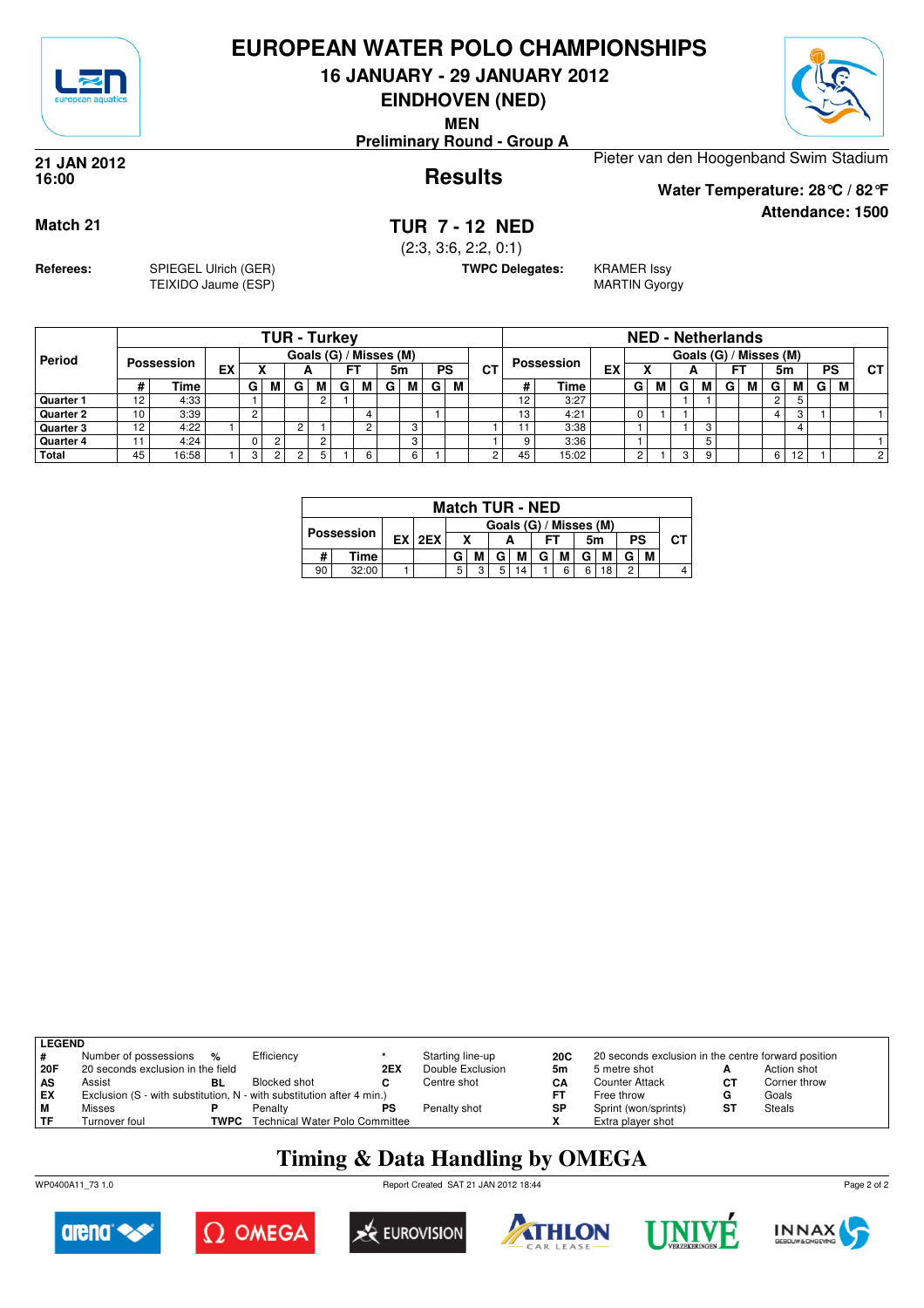# EUROPEAN WATER POLO CHAMPIONSHIPS

## 16 JANUARY - 29 JANUARY 2012

## EINDHOVEN (NED)

**MEN**

**Preliminary Round - Group A**

**21 JAN 2012**
**16:00**

## Results

Pieter van den Hoogenband Swim Stadium

**Water Temperature: 28°C / 82°F**

**Attendance: 1500**

**Match 21**

## TUR 7 - 12 NED

(2:3, 3:6, 2:2, 0:1)

**Referees:** SPIEGEL Ulrich (GER), TEIXIDO Jaume (ESP)

**TWPC Delegates:** KRAMER Issy, MARTIN Gyorgy

| Period | TUR - Turkey | | | | | | | | | | | | | | | NED - Netherlands | | | | | | | | | | | | | | |
|---|---|---|---|---|---|---|---|---|---|---|---|---|---|---|---|---|---|---|---|---|---|---|---|---|---|---|---|---|---|---|
| | Possession | | EX | Goals (G) / Misses (M) | | | | | | | | | | CT | Possession | | EX | Goals (G) / Misses (M) | | | | | | | | | | CT |
| | | | | X | | A | | FT | | 5m | | PS | | | | | | X | | A | | FT | | 5m | | PS | | |
| | # | Time | | G | M | G | M | G | M | G | M | G | M | | # | Time | | G | M | G | M | G | M | G | M | G | M | |
| Quarter 1 | 12 | 4:33 | | 1 | | | 2 | 1 | | | | | | | 12 | 3:27 | | | | 1 | 1 | | | 2 | 5 | | | |
| Quarter 2 | 10 | 3:39 | | 2 | | | | | 4 | | | 1 | | | 13 | 4:21 | | 0 | 1 | 1 | | | | 4 | 3 | 1 | | 1 |
| Quarter 3 | 12 | 4:22 | 1 | | | 2 | 1 | | 2 | | 3 | | | 1 | 11 | 3:38 | | 1 | | 1 | 3 | | | | 4 | | | |
| Quarter 4 | 11 | 4:24 | | 0 | 2 | | 2 | | | | 3 | | | 1 | 9 | 3:36 | | 1 | | | 5 | | | | | | | 1 |
| Total | 45 | 16:58 | 1 | 3 | 2 | 2 | 5 | 1 | 6 | | 6 | 1 | | 2 | 45 | 15:02 | | 2 | 1 | 3 | 9 | | | 6 | 12 | 1 | | 2 |

| Match TUR - NED | | | | | | | | | | | | | | |
|---|---|---|---|---|---|---|---|---|---|---|---|---|---|---|
| Possession | | EX | 2EX | Goals (G) / Misses (M) | | | | | | | | | | CT |
| | | | | X | | A | | FT | | 5m | | PS | | |
| # | Time | | | G | M | G | M | G | M | G | M | G | M | |
| 90 | 32:00 | 1 | | 5 | 3 | 5 | 14 | 1 | 6 | 6 | 18 | 2 | | 4 |

| LEGEND | | | | | | | |
|---|---|---|---|---|---|---|---|
| # | Number of possessions | % | Efficiency | * | Starting line-up | 20C | 20 seconds exclusion in the centre forward position |
| 20F | 20 seconds exclusion in the field | | | 2EX | Double Exclusion | 5m | 5 metre shot |
| AS | Assist | BL | Blocked shot | C | Centre shot | CA | Counter Attack |
| EX | Exclusion (S - with substitution, N - with substitution after 4 min.) | | | | | FT | Free throw |
| M | Misses | P | Penalty | PS | Penalty shot | SP | Sprint (won/sprints) |
| TF | Turnover foul | TWPC | Technical Water Polo Committee | | | X | Extra player shot |
| A | Action shot | CT | Corner throw | G | Goals | ST | Steals |

## Timing & Data Handling by OMEGA

WP0400A11_73 1.0 — Report Created SAT 21 JAN 2012 18:44